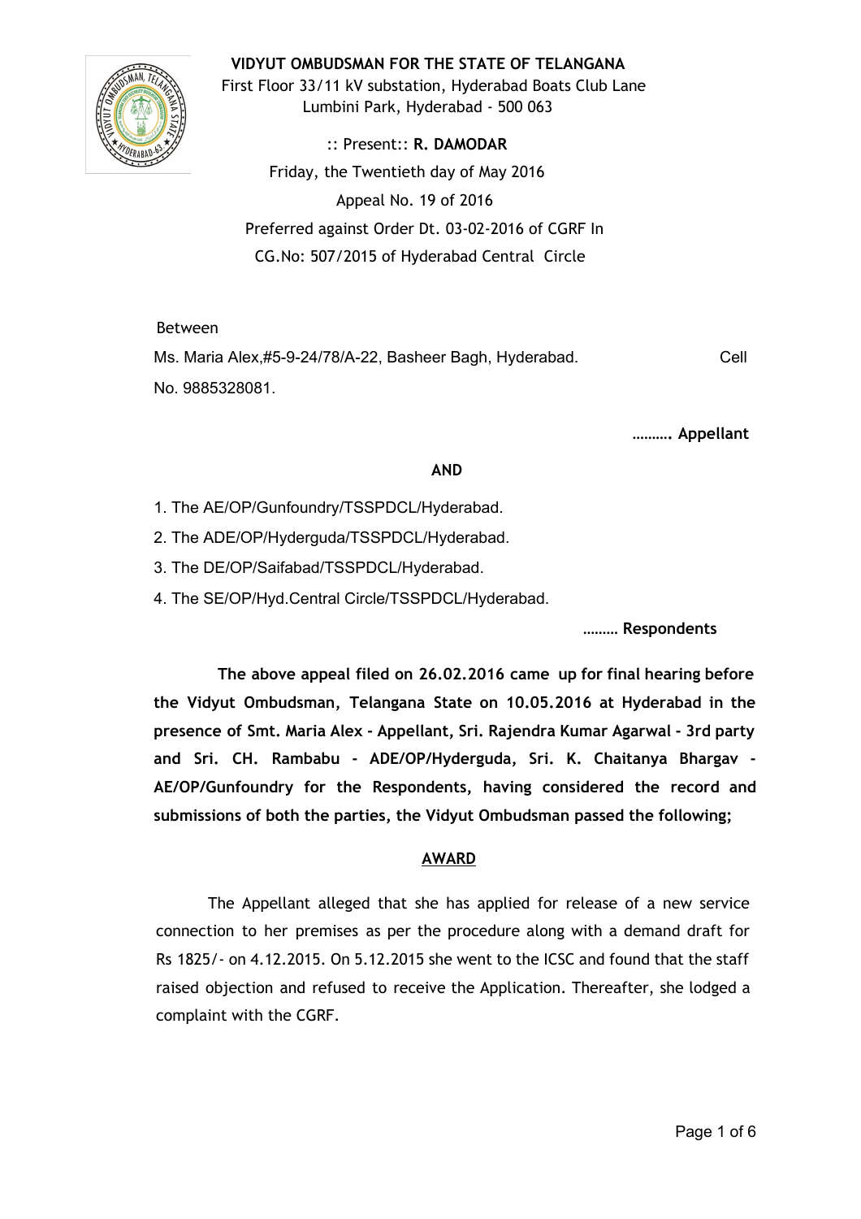**VIDYUT OMBUDSMAN FOR THE STATE OF TELANGANA**

First Floor 33/11 kV substation, Hyderabad Boats Club Lane
Lumbini Park, Hyderabad - 500 063

:: Present:: **R. DAMODAR**

Friday, the Twentieth day of May 2016

Appeal No. 19 of 2016

Preferred against Order Dt. 03-02-2016 of CGRF In
CG.No: 507/2015 of Hyderabad Central Circle

Between

Ms. Maria Alex,#5-9-24/78/A-22, Basheer Bagh, Hyderabad. Cell No. 9885328081.

**………. Appellant**

**AND**

1. The AE/OP/Gunfoundry/TSSPDCL/Hyderabad.
2. The ADE/OP/Hyderguda/TSSPDCL/Hyderabad.
3. The DE/OP/Saifabad/TSSPDCL/Hyderabad.
4. The SE/OP/Hyd.Central Circle/TSSPDCL/Hyderabad.

**……… Respondents**

**The above appeal filed on 26.02.2016 came up for final hearing before the Vidyut Ombudsman, Telangana State on 10.05.2016 at Hyderabad in the presence of Smt. Maria Alex - Appellant, Sri. Rajendra Kumar Agarwal - 3rd party and Sri. CH. Rambabu - ADE/OP/Hyderguda, Sri. K. Chaitanya Bhargav - AE/OP/Gunfoundry for the Respondents, having considered the record and submissions of both the parties, the Vidyut Ombudsman passed the following;**

## AWARD

The Appellant alleged that she has applied for release of a new service connection to her premises as per the procedure along with a demand draft for Rs 1825/- on 4.12.2015. On 5.12.2015 she went to the ICSC and found that the staff raised objection and refused to receive the Application. Thereafter, she lodged a complaint with the CGRF.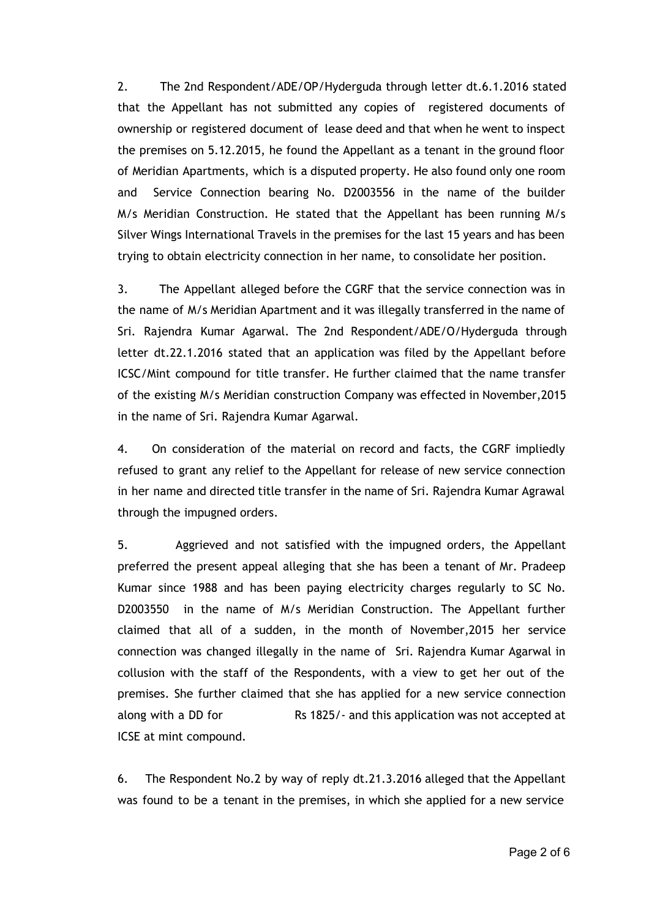2. The 2nd Respondent/ADE/OP/Hyderguda through letter dt.6.1.2016 stated that the Appellant has not submitted any copies of registered documents of ownership or registered document of lease deed and that when he went to inspect the premises on 5.12.2015, he found the Appellant as a tenant in the ground floor of Meridian Apartments, which is a disputed property. He also found only one room and Service Connection bearing No. D2003556 in the name of the builder M/s Meridian Construction. He stated that the Appellant has been running M/s Silver Wings International Travels in the premises for the last 15 years and has been trying to obtain electricity connection in her name, to consolidate her position.

3. The Appellant alleged before the CGRF that the service connection was in the name of M/s Meridian Apartment and it was illegally transferred in the name of Sri. Rajendra Kumar Agarwal. The 2nd Respondent/ADE/O/Hyderguda through letter dt.22.1.2016 stated that an application was filed by the Appellant before ICSC/Mint compound for title transfer. He further claimed that the name transfer of the existing M/s Meridian construction Company was effected in November,2015 in the name of Sri. Rajendra Kumar Agarwal.

4. On consideration of the material on record and facts, the CGRF impliedly refused to grant any relief to the Appellant for release of new service connection in her name and directed title transfer in the name of Sri. Rajendra Kumar Agrawal through the impugned orders.

5. Aggrieved and not satisfied with the impugned orders, the Appellant preferred the present appeal alleging that she has been a tenant of Mr. Pradeep Kumar since 1988 and has been paying electricity charges regularly to SC No. D2003550 in the name of M/s Meridian Construction. The Appellant further claimed that all of a sudden, in the month of November,2015 her service connection was changed illegally in the name of Sri. Rajendra Kumar Agarwal in collusion with the staff of the Respondents, with a view to get her out of the premises. She further claimed that she has applied for a new service connection along with a DD for Rs 1825/- and this application was not accepted at ICSE at mint compound.

6. The Respondent No.2 by way of reply dt.21.3.2016 alleged that the Appellant was found to be a tenant in the premises, in which she applied for a new service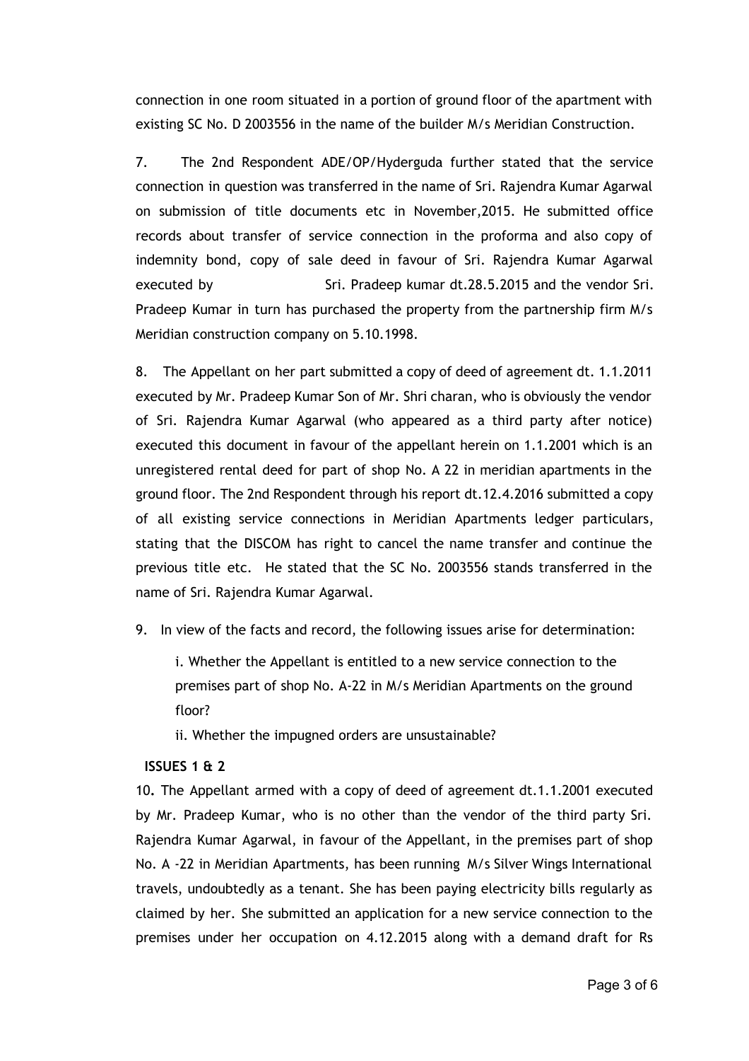connection in one room situated in a portion of ground floor of the apartment with existing SC No. D 2003556 in the name of the builder M/s Meridian Construction.

7. The 2nd Respondent ADE/OP/Hyderguda further stated that the service connection in question was transferred in the name of Sri. Rajendra Kumar Agarwal on submission of title documents etc in November,2015. He submitted office records about transfer of service connection in the proforma and also copy of indemnity bond, copy of sale deed in favour of Sri. Rajendra Kumar Agarwal executed by Sri. Pradeep kumar dt.28.5.2015 and the vendor Sri. Pradeep Kumar in turn has purchased the property from the partnership firm M/s Meridian construction company on 5.10.1998.

8. The Appellant on her part submitted a copy of deed of agreement dt. 1.1.2011 executed by Mr. Pradeep Kumar Son of Mr. Shri charan, who is obviously the vendor of Sri. Rajendra Kumar Agarwal (who appeared as a third party after notice) executed this document in favour of the appellant herein on 1.1.2001 which is an unregistered rental deed for part of shop No. A 22 in meridian apartments in the ground floor. The 2nd Respondent through his report dt.12.4.2016 submitted a copy of all existing service connections in Meridian Apartments ledger particulars, stating that the DISCOM has right to cancel the name transfer and continue the previous title etc. He stated that the SC No. 2003556 stands transferred in the name of Sri. Rajendra Kumar Agarwal.

9. In view of the facts and record, the following issues arise for determination:

i. Whether the Appellant is entitled to a new service connection to the premises part of shop No. A-22 in M/s Meridian Apartments on the ground floor?

ii. Whether the impugned orders are unsustainable?

**ISSUES 1 & 2**

10. The Appellant armed with a copy of deed of agreement dt.1.1.2001 executed by Mr. Pradeep Kumar, who is no other than the vendor of the third party Sri. Rajendra Kumar Agarwal, in favour of the Appellant, in the premises part of shop No. A -22 in Meridian Apartments, has been running M/s Silver Wings International travels, undoubtedly as a tenant. She has been paying electricity bills regularly as claimed by her. She submitted an application for a new service connection to the premises under her occupation on 4.12.2015 along with a demand draft for Rs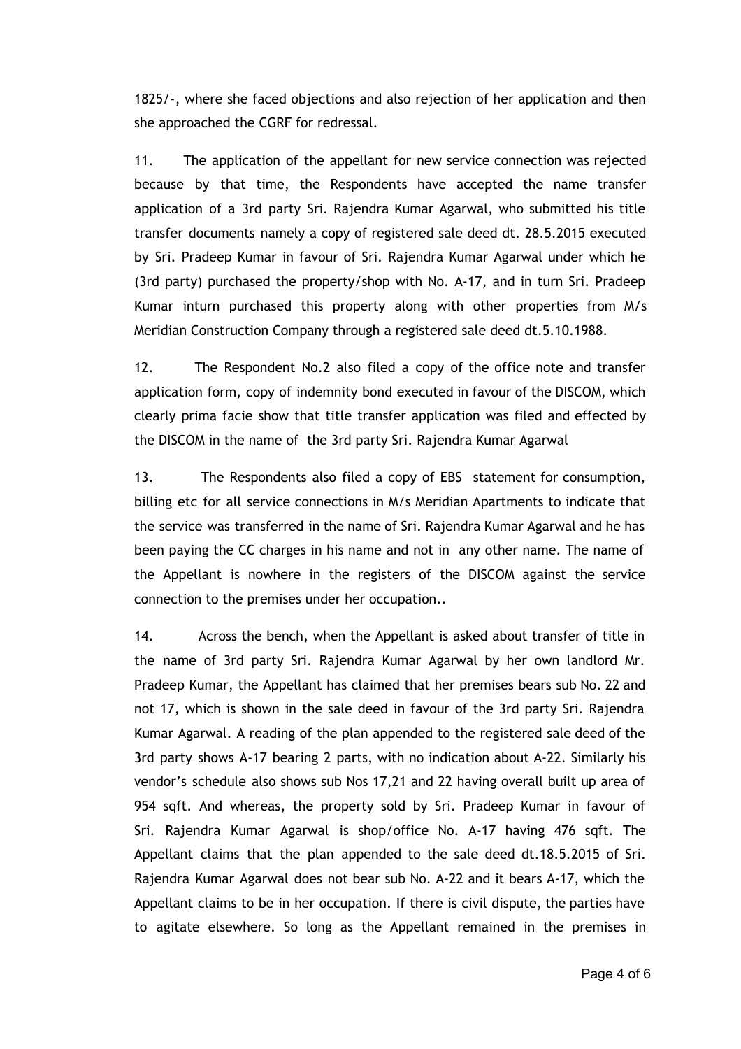1825/-, where she faced objections and also rejection of her application and then she approached the CGRF for redressal.

11. The application of the appellant for new service connection was rejected because by that time, the Respondents have accepted the name transfer application of a 3rd party Sri. Rajendra Kumar Agarwal, who submitted his title transfer documents namely a copy of registered sale deed dt. 28.5.2015 executed by Sri. Pradeep Kumar in favour of Sri. Rajendra Kumar Agarwal under which he (3rd party) purchased the property/shop with No. A-17, and in turn Sri. Pradeep Kumar inturn purchased this property along with other properties from M/s Meridian Construction Company through a registered sale deed dt.5.10.1988.

12. The Respondent No.2 also filed a copy of the office note and transfer application form, copy of indemnity bond executed in favour of the DISCOM, which clearly prima facie show that title transfer application was filed and effected by the DISCOM in the name of the 3rd party Sri. Rajendra Kumar Agarwal

13. The Respondents also filed a copy of EBS statement for consumption, billing etc for all service connections in M/s Meridian Apartments to indicate that the service was transferred in the name of Sri. Rajendra Kumar Agarwal and he has been paying the CC charges in his name and not in any other name. The name of the Appellant is nowhere in the registers of the DISCOM against the service connection to the premises under her occupation..

14. Across the bench, when the Appellant is asked about transfer of title in the name of 3rd party Sri. Rajendra Kumar Agarwal by her own landlord Mr. Pradeep Kumar, the Appellant has claimed that her premises bears sub No. 22 and not 17, which is shown in the sale deed in favour of the 3rd party Sri. Rajendra Kumar Agarwal. A reading of the plan appended to the registered sale deed of the 3rd party shows A-17 bearing 2 parts, with no indication about A-22. Similarly his vendor's schedule also shows sub Nos 17,21 and 22 having overall built up area of 954 sqft. And whereas, the property sold by Sri. Pradeep Kumar in favour of Sri. Rajendra Kumar Agarwal is shop/office No. A-17 having 476 sqft. The Appellant claims that the plan appended to the sale deed dt.18.5.2015 of Sri. Rajendra Kumar Agarwal does not bear sub No. A-22 and it bears A-17, which the Appellant claims to be in her occupation. If there is civil dispute, the parties have to agitate elsewhere. So long as the Appellant remained in the premises in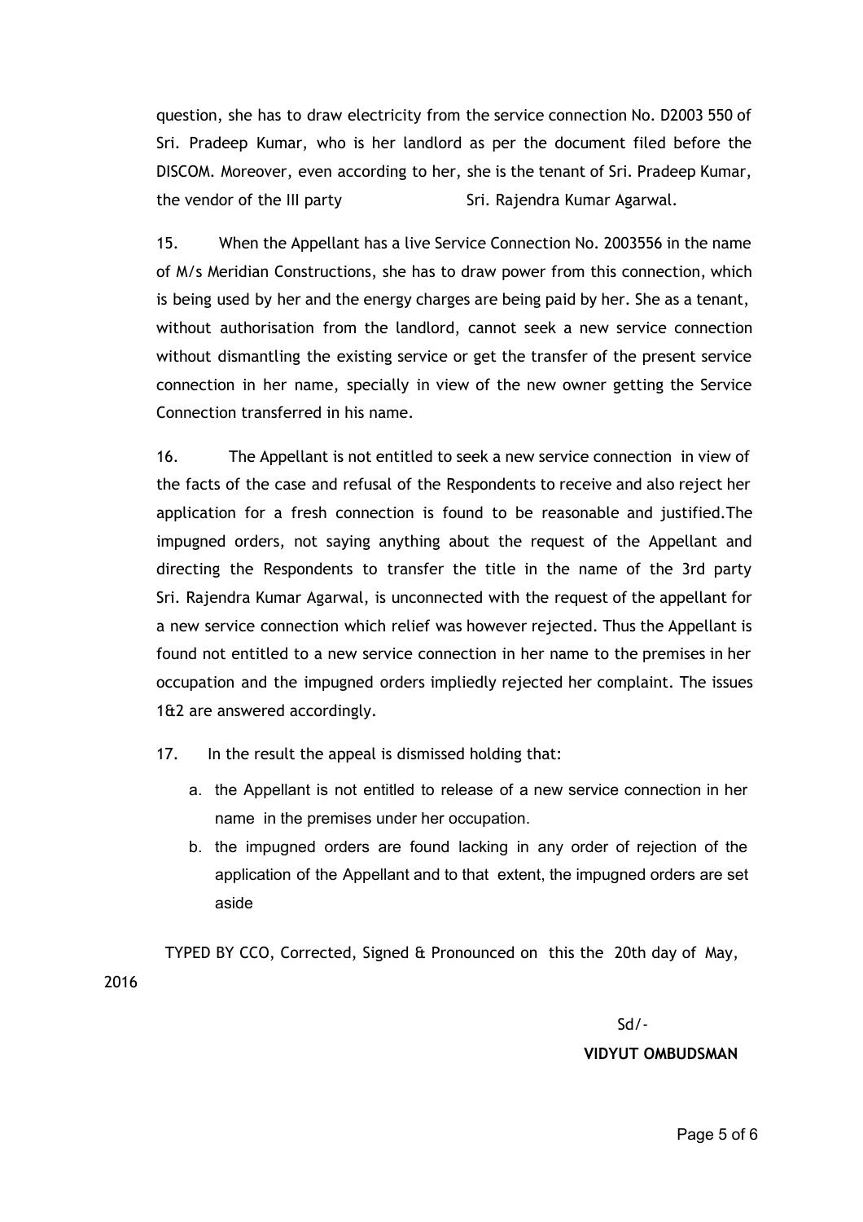question, she has to draw electricity from the service connection No. D2003 550 of Sri. Pradeep Kumar, who is her landlord as per the document filed before the DISCOM. Moreover, even according to her, she is the tenant of Sri. Pradeep Kumar, the vendor of the III party Sri. Rajendra Kumar Agarwal.

15. When the Appellant has a live Service Connection No. 2003556 in the name of M/s Meridian Constructions, she has to draw power from this connection, which is being used by her and the energy charges are being paid by her. She as a tenant, without authorisation from the landlord, cannot seek a new service connection without dismantling the existing service or get the transfer of the present service connection in her name, specially in view of the new owner getting the Service Connection transferred in his name.

16. The Appellant is not entitled to seek a new service connection in view of the facts of the case and refusal of the Respondents to receive and also reject her application for a fresh connection is found to be reasonable and justified.The impugned orders, not saying anything about the request of the Appellant and directing the Respondents to transfer the title in the name of the 3rd party Sri. Rajendra Kumar Agarwal, is unconnected with the request of the appellant for a new service connection which relief was however rejected. Thus the Appellant is found not entitled to a new service connection in her name to the premises in her occupation and the impugned orders impliedly rejected her complaint. The issues 1&2 are answered accordingly.

17. In the result the appeal is dismissed holding that:

a. the Appellant is not entitled to release of a new service connection in her name in the premises under her occupation.

b. the impugned orders are found lacking in any order of rejection of the application of the Appellant and to that extent, the impugned orders are set aside

TYPED BY CCO, Corrected, Signed & Pronounced on this the 20th day of May, 2016

Sd/-

**VIDYUT OMBUDSMAN**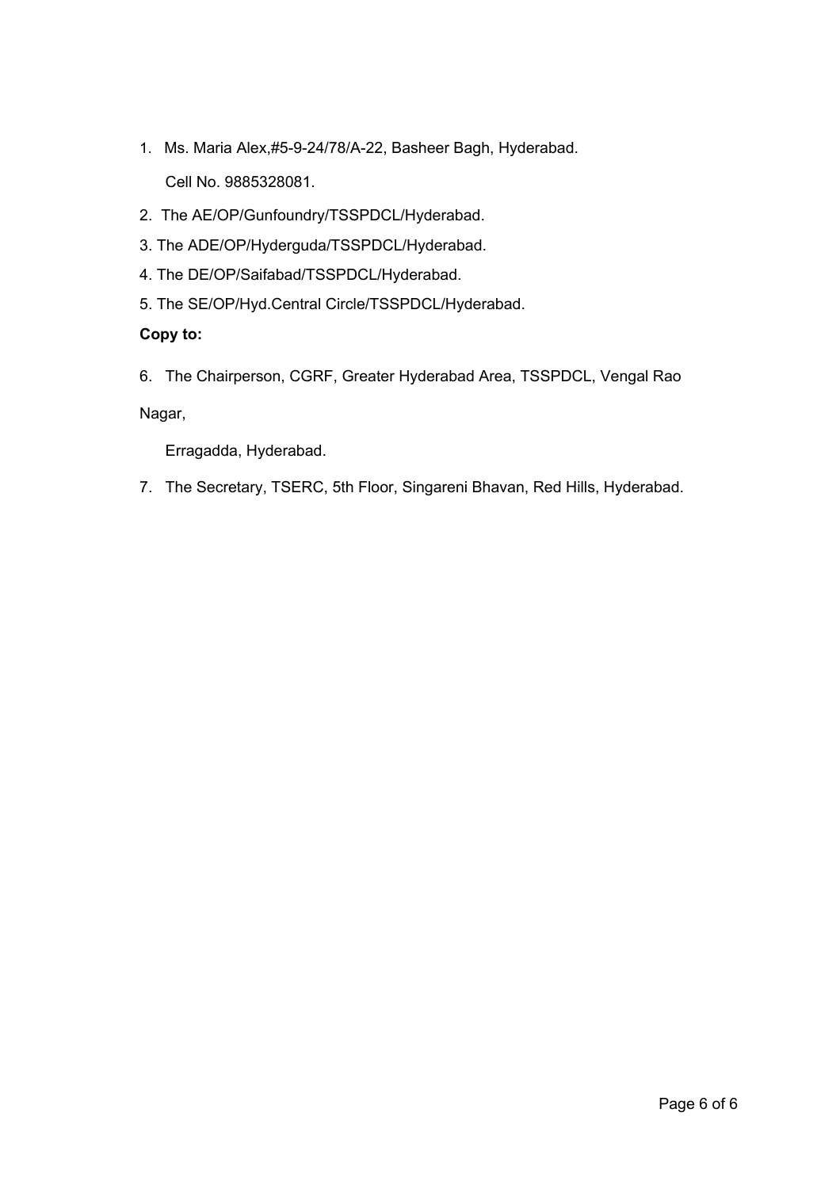1. Ms. Maria Alex,#5-9-24/78/A-22, Basheer Bagh, Hyderabad.

   Cell No. 9885328081.

2. The AE/OP/Gunfoundry/TSSPDCL/Hyderabad.
3. The ADE/OP/Hyderguda/TSSPDCL/Hyderabad.
4. The DE/OP/Saifabad/TSSPDCL/Hyderabad.
5. The SE/OP/Hyd.Central Circle/TSSPDCL/Hyderabad.

**Copy to:**

6. The Chairperson, CGRF, Greater Hyderabad Area, TSSPDCL, Vengal Rao Nagar,

   Erragadda, Hyderabad.

7. The Secretary, TSERC, 5th Floor, Singareni Bhavan, Red Hills, Hyderabad.